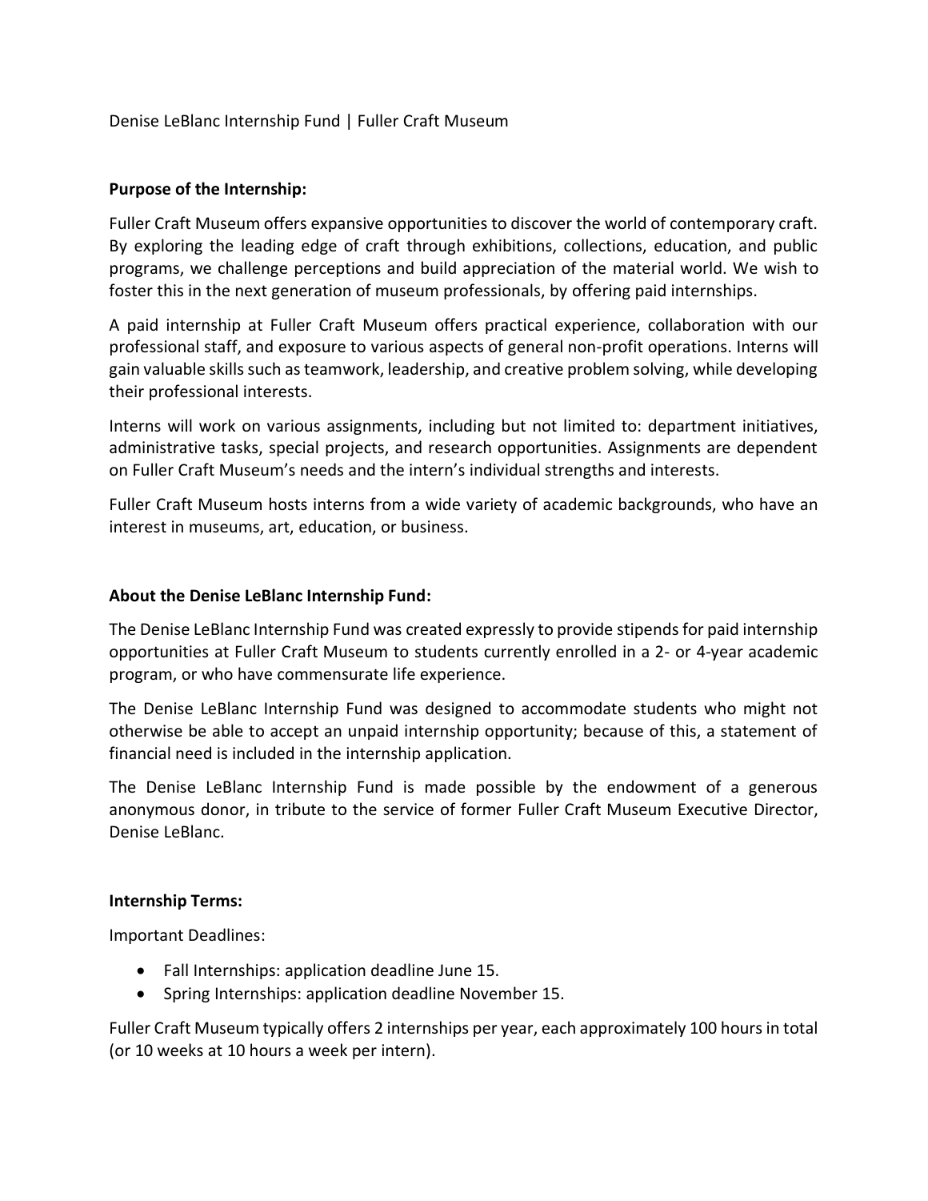Denise LeBlanc Internship Fund | Fuller Craft Museum

**Purpose of the Internship:**

Fuller Craft Museum offers expansive opportunities to discover the world of contemporary craft. By exploring the leading edge of craft through exhibitions, collections, education, and public programs, we challenge perceptions and build appreciation of the material world. We wish to foster this in the next generation of museum professionals, by offering paid internships.

A paid internship at Fuller Craft Museum offers practical experience, collaboration with our professional staff, and exposure to various aspects of general non-profit operations. Interns will gain valuable skills such as teamwork, leadership, and creative problem solving, while developing their professional interests.

Interns will work on various assignments, including but not limited to: department initiatives, administrative tasks, special projects, and research opportunities. Assignments are dependent on Fuller Craft Museum's needs and the intern's individual strengths and interests.

Fuller Craft Museum hosts interns from a wide variety of academic backgrounds, who have an interest in museums, art, education, or business.

**About the Denise LeBlanc Internship Fund:**

The Denise LeBlanc Internship Fund was created expressly to provide stipends for paid internship opportunities at Fuller Craft Museum to students currently enrolled in a 2- or 4-year academic program, or who have commensurate life experience.

The Denise LeBlanc Internship Fund was designed to accommodate students who might not otherwise be able to accept an unpaid internship opportunity; because of this, a statement of financial need is included in the internship application.

The Denise LeBlanc Internship Fund is made possible by the endowment of a generous anonymous donor, in tribute to the service of former Fuller Craft Museum Executive Director, Denise LeBlanc.

**Internship Terms:**

Important Deadlines:

- Fall Internships: application deadline June 15.
- Spring Internships: application deadline November 15.

Fuller Craft Museum typically offers 2 internships per year, each approximately 100 hours in total (or 10 weeks at 10 hours a week per intern).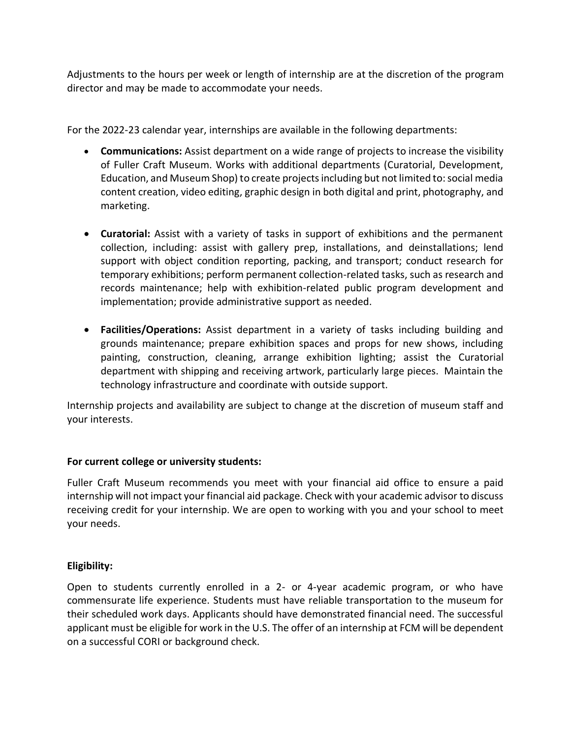Adjustments to the hours per week or length of internship are at the discretion of the program director and may be made to accommodate your needs.

For the 2022-23 calendar year, internships are available in the following departments:

- **Communications:** Assist department on a wide range of projects to increase the visibility of Fuller Craft Museum. Works with additional departments (Curatorial, Development, Education, and Museum Shop) to create projects including but not limited to: social media content creation, video editing, graphic design in both digital and print, photography, and marketing.

- **Curatorial:** Assist with a variety of tasks in support of exhibitions and the permanent collection, including: assist with gallery prep, installations, and deinstallations; lend support with object condition reporting, packing, and transport; conduct research for temporary exhibitions; perform permanent collection-related tasks, such as research and records maintenance; help with exhibition-related public program development and implementation; provide administrative support as needed.

- **Facilities/Operations:** Assist department in a variety of tasks including building and grounds maintenance; prepare exhibition spaces and props for new shows, including painting, construction, cleaning, arrange exhibition lighting; assist the Curatorial department with shipping and receiving artwork, particularly large pieces. Maintain the technology infrastructure and coordinate with outside support.

Internship projects and availability are subject to change at the discretion of museum staff and your interests.

**For current college or university students:**

Fuller Craft Museum recommends you meet with your financial aid office to ensure a paid internship will not impact your financial aid package. Check with your academic advisor to discuss receiving credit for your internship. We are open to working with you and your school to meet your needs.

**Eligibility:**

Open to students currently enrolled in a 2- or 4-year academic program, or who have commensurate life experience. Students must have reliable transportation to the museum for their scheduled work days. Applicants should have demonstrated financial need. The successful applicant must be eligible for work in the U.S. The offer of an internship at FCM will be dependent on a successful CORI or background check.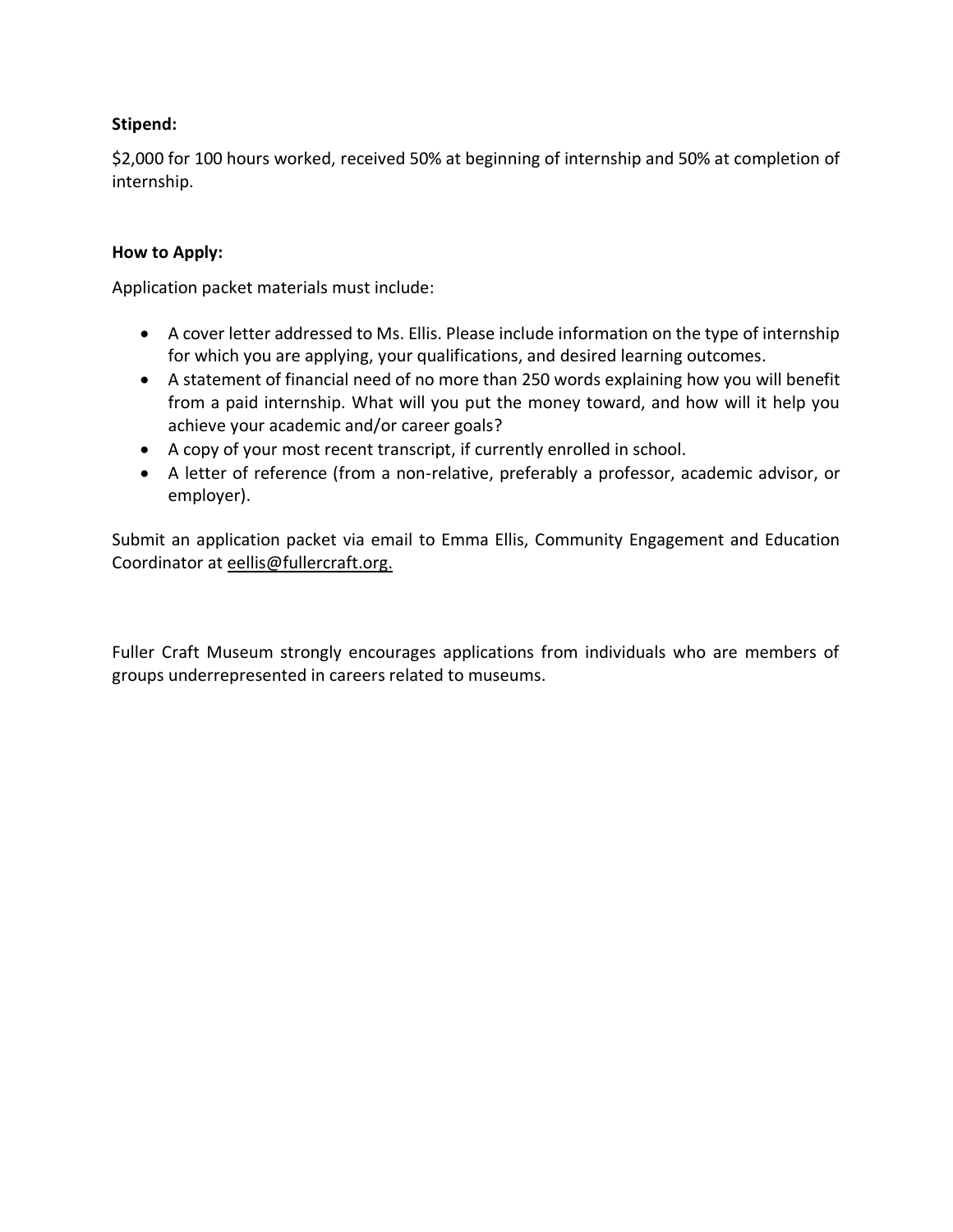**Stipend:**

$2,000 for 100 hours worked, received 50% at beginning of internship and 50% at completion of internship.

**How to Apply:**

Application packet materials must include:

- A cover letter addressed to Ms. Ellis. Please include information on the type of internship for which you are applying, your qualifications, and desired learning outcomes.
- A statement of financial need of no more than 250 words explaining how you will benefit from a paid internship. What will you put the money toward, and how will it help you achieve your academic and/or career goals?
- A copy of your most recent transcript, if currently enrolled in school.
- A letter of reference (from a non-relative, preferably a professor, academic advisor, or employer).

Submit an application packet via email to Emma Ellis, Community Engagement and Education Coordinator at eellis@fullercraft.org.

Fuller Craft Museum strongly encourages applications from individuals who are members of groups underrepresented in careers related to museums.